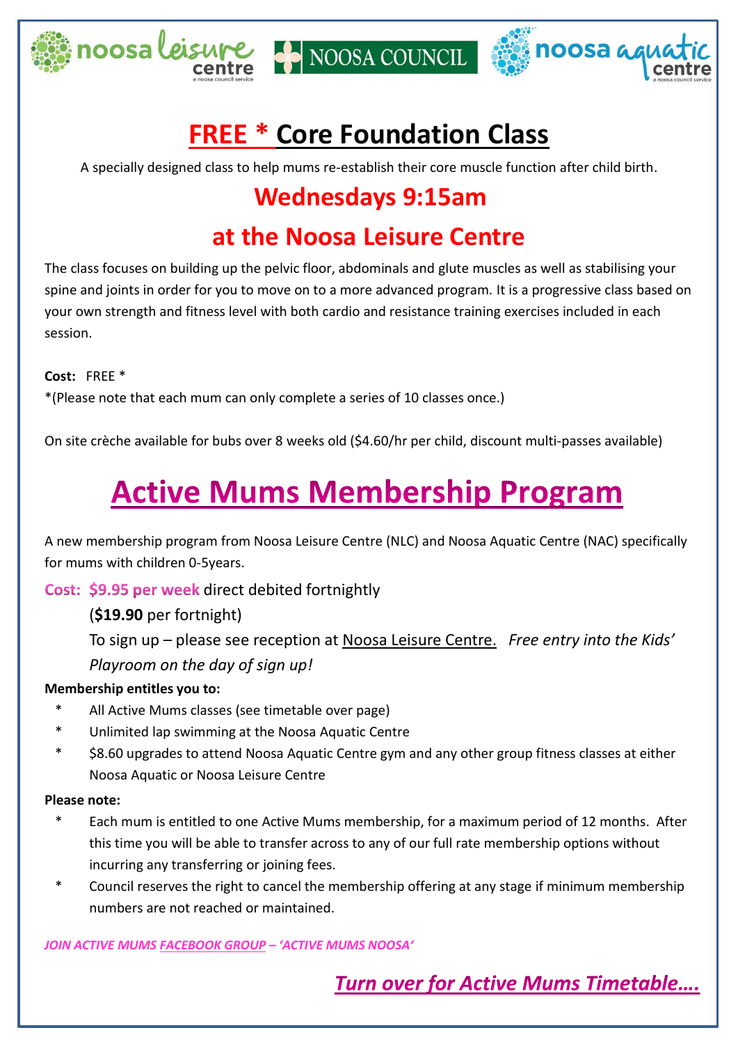noosa leisure centre · NOOSA COUNCIL · noosa aquatic centre

# FREE * Core Foundation Class

A specially designed class to help mums re-establish their core muscle function after child birth.

## Wednesdays 9:15am

## at the Noosa Leisure Centre

The class focuses on building up the pelvic floor, abdominals and glute muscles as well as stabilising your spine and joints in order for you to move on to a more advanced program. It is a progressive class based on your own strength and fitness level with both cardio and resistance training exercises included in each session.

**Cost:** FREE *

*(Please note that each mum can only complete a series of 10 classes once.)

On site crèche available for bubs over 8 weeks old ($4.60/hr per child, discount multi-passes available)

# Active Mums Membership Program

A new membership program from Noosa Leisure Centre (NLC) and Noosa Aquatic Centre (NAC) specifically for mums with children 0-5years.

**Cost: $9.95 per week** direct debited fortnightly

(**$19.90** per fortnight)

To sign up – please see reception at Noosa Leisure Centre. *Free entry into the Kids' Playroom on the day of sign up!*

**Membership entitles you to:**

- All Active Mums classes (see timetable over page)
- Unlimited lap swimming at the Noosa Aquatic Centre
- $8.60 upgrades to attend Noosa Aquatic Centre gym and any other group fitness classes at either Noosa Aquatic or Noosa Leisure Centre

**Please note:**

- Each mum is entitled to one Active Mums membership, for a maximum period of 12 months. After this time you will be able to transfer across to any of our full rate membership options without incurring any transferring or joining fees.
- Council reserves the right to cancel the membership offering at any stage if minimum membership numbers are not reached or maintained.

*JOIN ACTIVE MUMS FACEBOOK GROUP – 'ACTIVE MUMS NOOSA'*

*Turn over for Active Mums Timetable….*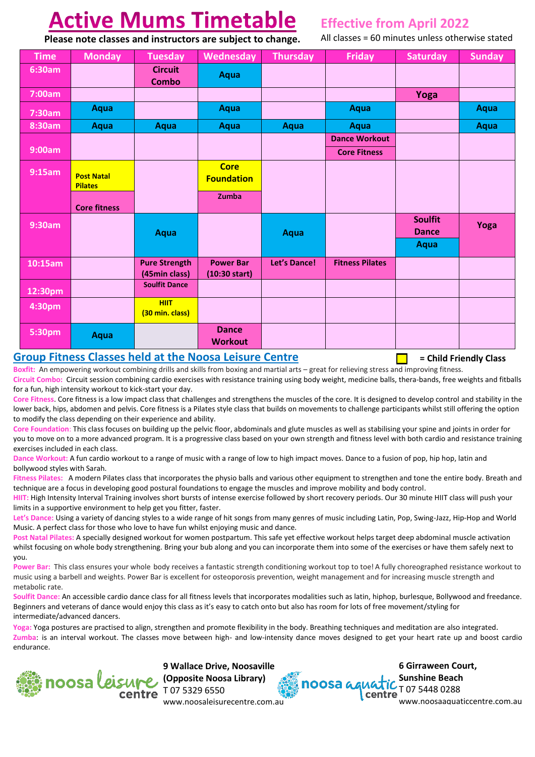# Active Mums Timetable

**Please note classes and instructors are subject to change.**

## Effective from April 2022

All classes = 60 minutes unless otherwise stated

| Time | Monday | Tuesday | Wednesday | Thursday | Friday | Saturday | Sunday |
|---|---|---|---|---|---|---|---|
| 6:30am | | Circuit Combo | Aqua | | | | |
| 7:00am | | | | | | Yoga | |
| 7:30am | Aqua | | Aqua | | Aqua | | Aqua |
| 8:30am | Aqua | Aqua | Aqua | Aqua | Aqua | | Aqua |
| 9:00am | | | | | Dance Workout / Core Fitness | | |
| 9:15am | Post Natal Pilates / Core fitness | | Core Foundation / Zumba | | | | |
| 9:30am | | Aqua | | Aqua | | Soulfit Dance / Aqua | Yoga |
| 10:15am | | Pure Strength (45min class) | Power Bar (10:30 start) | Let's Dance! | Fitness Pilates | | |
| 12:30pm | | Soulfit Dance | | | | | |
| 4:30pm | | HIIT (30 min. class) | | | | | |
| 5:30pm | Aqua | | Dance Workout | | | | |

## Group Fitness Classes held at the Noosa Leisure Centre

= Child Friendly Class

**Boxfit:** An empowering workout combining drills and skills from boxing and martial arts – great for relieving stress and improving fitness.

**Circuit Combo:** Circuit session combining cardio exercises with resistance training using body weight, medicine balls, thera-bands, free weights and fitballs for a fun, high intensity workout to kick-start your day.

**Core Fitness**. Core fitness is a low impact class that challenges and strengthens the muscles of the core. It is designed to develop control and stability in the lower back, hips, abdomen and pelvis. Core fitness is a Pilates style class that builds on movements to challenge participants whilst still offering the option to modify the class depending on their experience and ability.

**Core Foundation**: This class focuses on building up the pelvic floor, abdominals and glute muscles as well as stabilising your spine and joints in order for you to move on to a more advanced program. It is a progressive class based on your own strength and fitness level with both cardio and resistance training exercises included in each class.

**Dance Workout:** A fun cardio workout to a range of music with a range of low to high impact moves. Dance to a fusion of pop, hip hop, latin and bollywood styles with Sarah.

**Fitness Pilates:** A modern Pilates class that incorporates the physio balls and various other equipment to strengthen and tone the entire body. Breath and technique are a focus in developing good postural foundations to engage the muscles and improve mobility and body control.

**HIIT:** High Intensity Interval Training involves short bursts of intense exercise followed by short recovery periods. Our 30 minute HIIT class will push your limits in a supportive environment to help get you fitter, faster.

**Let's Dance:** Using a variety of dancing styles to a wide range of hit songs from many genres of music including Latin, Pop, Swing-Jazz, Hip-Hop and World Music. A perfect class for those who love to have fun whilst enjoying music and dance.

**Post Natal Pilates:** A specially designed workout for women postpartum. This safe yet effective workout helps target deep abdominal muscle activation whilst focusing on whole body strengthening. Bring your bub along and you can incorporate them into some of the exercises or have them safely next to you.

**Power Bar:** This class ensures your whole body receives a fantastic strength conditioning workout top to toe! A fully choreographed resistance workout to music using a barbell and weights. Power Bar is excellent for osteoporosis prevention, weight management and for increasing muscle strength and metabolic rate.

**Soulfit Dance:** An accessible cardio dance class for all fitness levels that incorporates modalities such as latin, hiphop, burlesque, Bollywood and freedance. Beginners and veterans of dance would enjoy this class as it's easy to catch onto but also has room for lots of free movement/styling for intermediate/advanced dancers.

**Yoga:** Yoga postures are practised to align, strengthen and promote flexibility in the body. Breathing techniques and meditation are also integrated.

**Zumba**: is an interval workout. The classes move between high- and low-intensity dance moves designed to get your heart rate up and boost cardio endurance.

noosa leisure centre
**9 Wallace Drive, Noosaville**
**(Opposite Noosa Library)**
T 07 5329 6550
www.noosaleisurecentre.com.au

noosa aquatic centre
**6 Girraween Court, Sunshine Beach**
T 07 5448 0288
www.noosaaquaticcentre.com.au